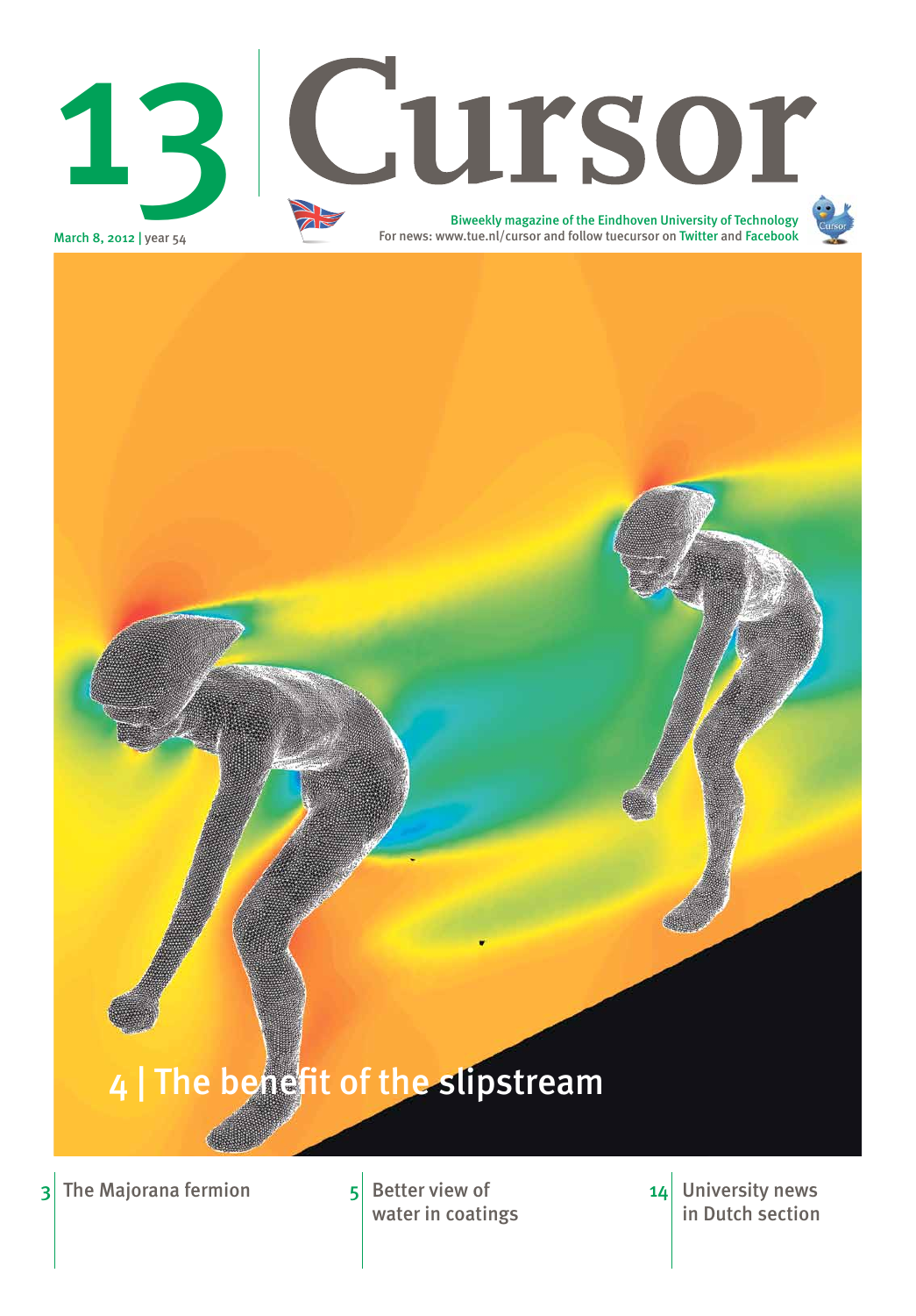# 13 Cursor

March 8, 2012 | year 54

Biweekly magazine of the Eindhoven University of Technology
For news: www.tue.nl/cursor and follow tuecursor on Twitter and Facebook

## 4 | The benefit of the slipstream

3 | The Majorana fermion

5 | Better view of water in coatings

14 | University news in Dutch section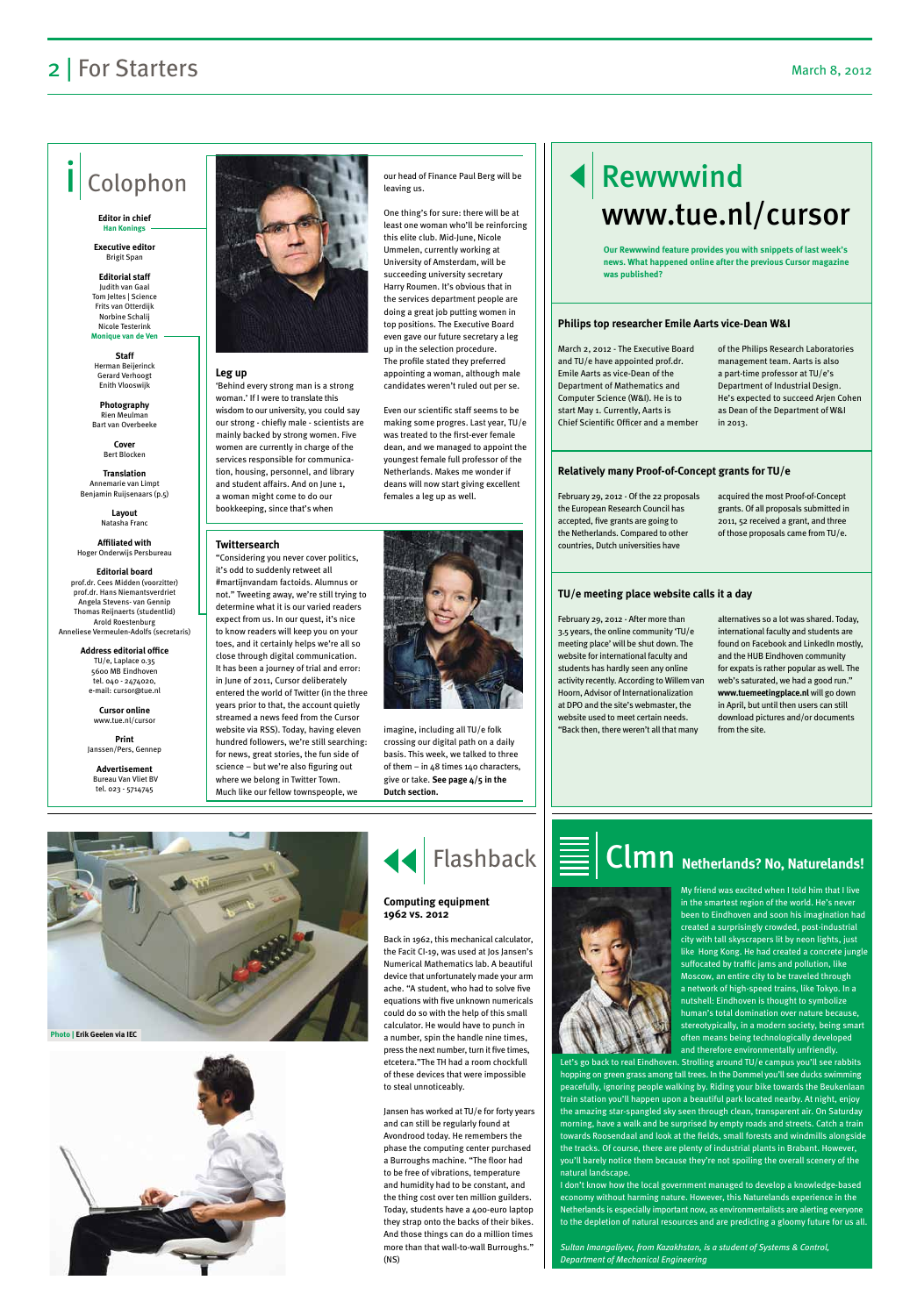# Colophon

**Editor in chief**
Han Konings

**Executive editor**
Brigit Span

**Editorial staff**
Judith van Gaal
Tom Jeltes | Science
Frits van Otterdijk
Norbine Schalij
Nicole Testerink
Monique van de Ven

**Staff**
Herman Beijerinck
Gerard Verhoogt
Enith Vlooswijk

**Photography**
Rien Meulman
Bart van Overbeeke

**Cover**
Bert Blocken

**Translation**
Annemarie van Limpt
Benjamin Ruijsenaars (p.5)

**Layout**
Natasha Franc

**Affiliated with**
Hoger Onderwijs Persbureau

**Editorial board**
prof.dr. Cees Midden (voorzitter)
prof.dr. Hans Niemantsverdriet
Angela Stevens- van Gennip
Thomas Reijnaerts (studentlid)
Arold Roestenburg
Anneliese Vermeulen-Adolfs (secretaris)

**Address editorial office**
TU/e, Laplace 0.35
5600 MB Eindhoven
tel. 040 - 2474020,
e-mail: cursor@tue.nl

**Cursor online**
www.tue.nl/cursor

**Print**
Janssen/Pers, Gennep

**Advertisement**
Bureau Van Vliet BV
tel. 023 - 5714745

## Leg up

'Behind every strong man is a strong woman.' If I were to translate this wisdom to our university, you could say our strong - chiefly male - scientists are mainly backed by strong women. Five women are currently in charge of the services responsible for communication, housing, personnel, and library and student affairs. And on June 1, a woman might come to do our bookkeeping, since that's when our head of Finance Paul Berg will be leaving us.

One thing's for sure: there will be at least one woman who'll be reinforcing this elite club. Mid-June, Nicole Ummelen, currently working at University of Amsterdam, will be succeeding university secretary Harry Roumen. It's obvious that in the services department people are doing a great job putting women in top positions. The Executive Board even gave our future secretary a leg up in the selection procedure. The profile stated they preferred appointing a woman, although male candidates weren't ruled out per se.

Even our scientific staff seems to be making some progres. Last year, TU/e was treated to the first-ever female dean, and we managed to appoint the youngest female full professor of the Netherlands. Makes me wonder if deans will now start giving excellent females a leg up as well.

## Twittersearch

"Considering you never cover politics, it's odd to suddenly retweet all #martijnvandam factoids. Alumnus or not." Tweeting away, we're still trying to determine what it is our varied readers expect from us. In our quest, it's nice to know readers will keep you on your toes, and it certainly helps we're all so close through digital communication. It has been a journey of trial and error: in June of 2011, Cursor deliberately entered the world of Twitter (in the three years prior to that, the account quietly streamed a news feed from the Cursor website via RSS). Today, having eleven hundred followers, we're still searching: for news, great stories, the fun side of science – but we're also figuring out where we belong in Twitter Town. Much like our fellow townspeople, we imagine, including all TU/e folk crossing our digital path on a daily basis. This week, we talked to three of them – in 48 times 140 characters, give or take. **See page 4/5 in the Dutch section.**

# Rewwwind www.tue.nl/cursor

**Our Rewwwind feature provides you with snippets of last week's news. What happened online after the previous Cursor magazine was published?**

### Philips top researcher Emile Aarts vice-Dean W&I

March 2, 2012 - The Executive Board and TU/e have appointed prof.dr. Emile Aarts as vice-Dean of the Department of Mathematics and Computer Science (W&I). He is to start May 1. Currently, Aarts is Chief Scientific Officer and a member of the Philips Research Laboratories management team. Aarts is also a part-time professor at TU/e's Department of Industrial Design. He's expected to succeed Arjen Cohen as Dean of the Department of W&I in 2013.

### Relatively many Proof-of-Concept grants for TU/e

February 29, 2012 - Of the 22 proposals the European Research Council has accepted, five grants are going to the Netherlands. Compared to other countries, Dutch universities have acquired the most Proof-of-Concept grants. Of all proposals submitted in 2011, 52 received a grant, and three of those proposals came from TU/e.

### TU/e meeting place website calls it a day

February 29, 2012 - After more than 3.5 years, the online community 'TU/e meeting place' will be shut down. The website for international faculty and students has hardly seen any online activity recently. According to Willem van Hoorn, Advisor of Internationalization at DPO and the site's webmaster, the website used to meet certain needs. "Back then, there weren't all that many alternatives so a lot was shared. Today, international faculty and students are found on Facebook and LinkedIn mostly, and the HUB Eindhoven community for expats is rather popular as well. The web's saturated, we had a good run." **www.tuemeetingplace.nl** will go down in April, but until then users can still download pictures and/or documents from the site.

Photo | Erik Geelen via IEC

# Flashback

### Computing equipment 1962 vs. 2012

Back in 1962, this mechanical calculator, the Facit CI-19, was used at Jos Jansen's Numerical Mathematics lab. A beautiful device that unfortunately made your arm ache. "A student, who had to solve five equations with five unknown numericals could do so with the help of this small calculator. He would have to punch in a number, spin the handle nine times, press the next number, turn it five times, etcetera."The TH had a room chockfull of these devices that were impossible to steal unnoticeably.

Jansen has worked at TU/e for forty years and can still be regularly found at Avondrood today. He remembers the phase the computing center purchased a Burroughs machine. "The floor had to be free of vibrations, temperature and humidity had to be constant, and the thing cost over ten million guilders. Today, students have a 400-euro laptop they strap onto the backs of their bikes. And those things can do a million times more than that wall-to-wall Burroughs." (NS)

# Clmn Netherlands? No, Naturelands!

My friend was excited when I told him that I live in the smartest region of the world. He's never been to Eindhoven and soon his imagination had created a surprisingly crowded, post-industrial city with tall skyscrapers lit by neon lights, just like Hong Kong. He had created a concrete jungle suffocated by traffic jams and pollution, like Moscow, an entire city to be traveled through a network of high-speed trains, like Tokyo. In a nutshell: Eindhoven is thought to symbolize human's total domination over nature because, stereotypically, in a modern society, being smart often means being technologically developed and therefore environmentally unfriendly.

Let's go back to real Eindhoven. Strolling around TU/e campus you'll see rabbits hopping on green grass among tall trees. In the Dommel you'll see ducks swimming peacefully, ignoring people walking by. Riding your bike towards the Beukenlaan train station you'll happen upon a beautiful park located nearby. At night, enjoy the amazing star-spangled sky seen through clean, transparent air. On Saturday morning, have a walk and be surprised by empty roads and streets. Catch a train towards Roosendaal and look at the fields, small forests and windmills alongside the tracks. Of course, there are plenty of industrial plants in Brabant. However, you'll barely notice them because they're not spoiling the overall scenery of the natural landscape.

I don't know how the local government managed to develop a knowledge-based economy without harming nature. However, this Naturelands experience in the Netherlands is especially important now, as environmentalists are alerting everyone to the depletion of natural resources and are predicting a gloomy future for us all.

*Sultan Imangaliyev, from Kazakhstan, is a student of Systems & Control, Department of Mechanical Engineering*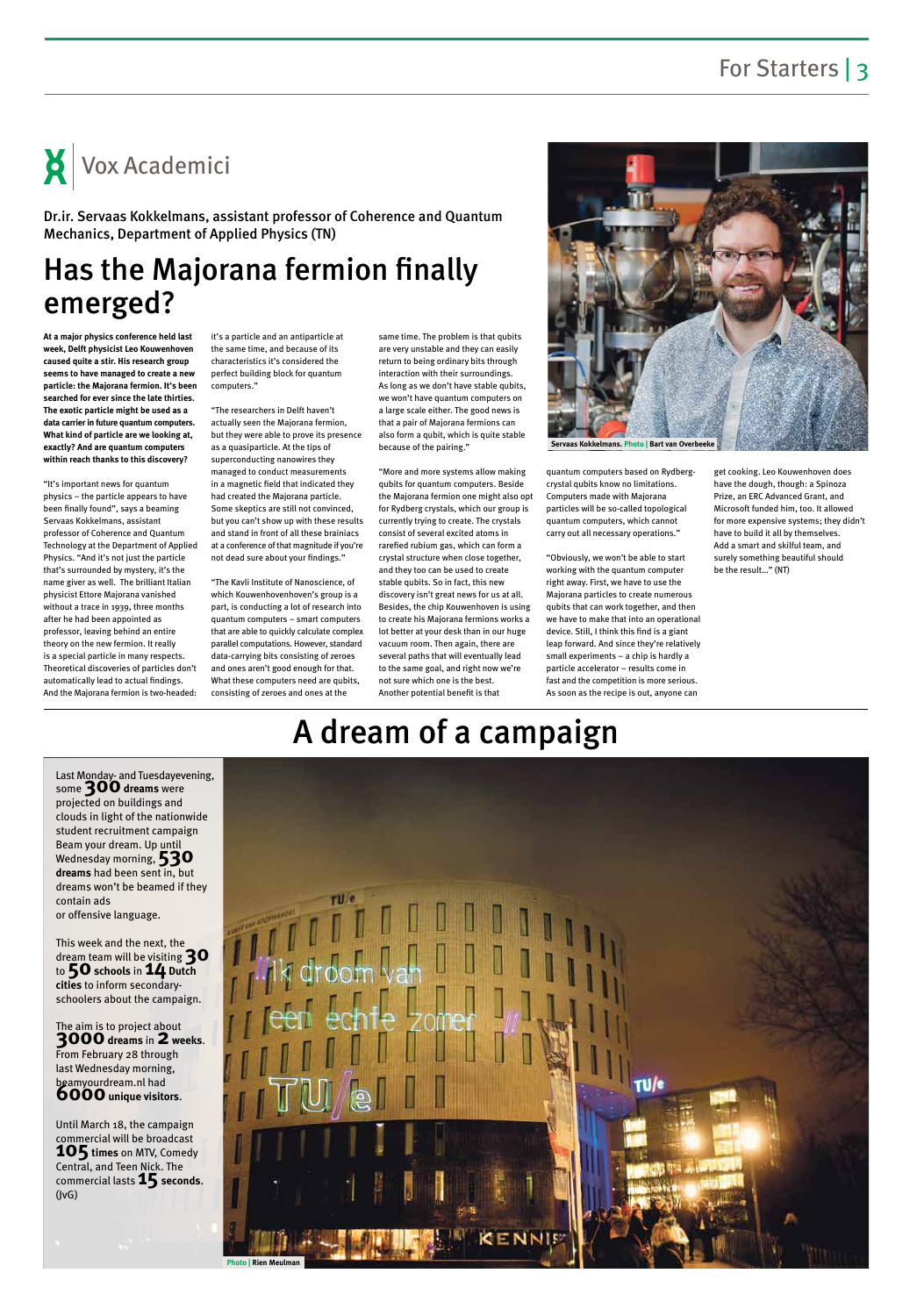# Vox Academici

**Dr.ir. Servaas Kokkelmans, assistant professor of Coherence and Quantum Mechanics, Department of Applied Physics (TN)**

## Has the Majorana fermion finally emerged?

**At a major physics conference held last week, Delft physicist Leo Kouwenhoven caused quite a stir. His research group seems to have managed to create a new particle: the Majorana fermion. It's been searched for ever since the late thirties. The exotic particle might be used as a data carrier in future quantum computers. What kind of particle are we looking at, exactly? And are quantum computers within reach thanks to this discovery?**

"It's important news for quantum physics – the particle appears to have been finally found", says a beaming Servaas Kokkelmans, assistant professor of Coherence and Quantum Technology at the Department of Applied Physics. "And it's not just the particle that's surrounded by mystery, it's the name giver as well. The brilliant Italian physicist Ettore Majorana vanished without a trace in 1939, three months after he had been appointed as professor, leaving behind an entire theory on the new fermion. It really is a special particle in many respects. Theoretical discoveries of particles don't automatically lead to actual findings. And the Majorana fermion is two-headed: it's a particle and an antiparticle at the same time, and because of its characteristics it's considered the perfect building block for quantum computers."

"The researchers in Delft haven't actually seen the Majorana fermion, but they were able to prove its presence as a quasiparticle. At the tips of superconducting nanowires they managed to conduct measurements in a magnetic field that indicated they had created the Majorana particle. Some skeptics are still not convinced, but you can't show up with these results and stand in front of all these brainiacs at a conference of that magnitude if you're not dead sure about your findings."

"The Kavli Institute of Nanoscience, of which Kouwenhovenhoven's group is a part, is conducting a lot of research into quantum computers – smart computers that are able to quickly calculate complex parallel computations. However, standard data-carrying bits consisting of zeroes and ones aren't good enough for that. What these computers need are qubits, consisting of zeroes and ones at the same time. The problem is that qubits are very unstable and they can easily return to being ordinary bits through interaction with their surroundings. As long as we don't have stable qubits, we won't have quantum computers on a large scale either. The good news is that a pair of Majorana fermions can also form a qubit, which is quite stable because of the pairing."

"More and more systems allow making qubits for quantum computers. Beside the Majorana fermion one might also opt for Rydberg crystals, which our group is currently trying to create. The crystals consist of several excited atoms in rarefied rubium gas, which can form a crystal structure when close together, and they too can be used to create stable qubits. So in fact, this new discovery isn't great news for us at all. Besides, the chip Kouwenhoven is using to create his Majorana fermions works a lot better at your desk than in our huge vacuum room. Then again, there are several paths that will eventually lead to the same goal, and right now we're not sure which one is the best. Another potential benefit is that quantum computers based on Rydberg-crystal qubits know no limitations. Computers made with Majorana particles will be so-called topological quantum computers, which cannot carry out all necessary operations."

"Obviously, we won't be able to start working with the quantum computer right away. First, we have to use the Majorana particles to create numerous qubits that can work together, and then we have to make that into an operational device. Still, I think this find is a giant leap forward. And since they're relatively small experiments – a chip is hardly a particle accelerator – results come in fast and the competition is more serious. As soon as the recipe is out, anyone can get cooking. Leo Kouwenhoven does have the dough, though: a Spinoza Prize, an ERC Advanced Grant, and Microsoft funded him, too. It allowed for more expensive systems; they didn't have to build it all by themselves. Add a smart and skilful team, and surely something beautiful should be the result..." (NT)

Servaas Kokkelmans. Photo | Bart van Overbeeke

# A dream of a campaign

Last Monday- and Tuesdayevening, some **300 dreams** were projected on buildings and clouds in light of the nationwide student recruitment campaign Beam your dream. Up until Wednesday morning, **530 dreams** had been sent in, but dreams won't be beamed if they contain ads or offensive language.

This week and the next, the dream team will be visiting **30** to **50 schools** in **14 Dutch cities** to inform secondary-schoolers about the campaign.

The aim is to project about **3000 dreams** in **2 weeks**. From February 28 through last Wednesday morning, beamyourdream.nl had **6000 unique visitors**.

Until March 18, the campaign commercial will be broadcast **105 times** on MTV, Comedy Central, and Teen Nick. The commercial lasts **15 seconds**. (JvG)

Photo | Rien Meulman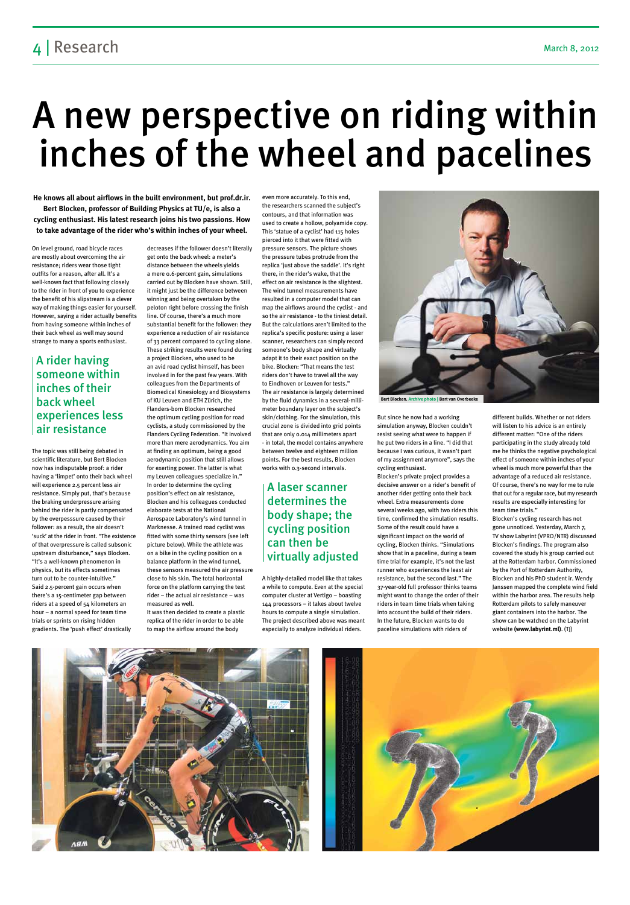# A new perspective on riding within inches of the wheel and pacelines

**He knows all about airflows in the built environment, but prof.dr.ir. Bert Blocken, professor of Building Physics at TU/e, is also a cycling enthusiast. His latest research joins his two passions. How to take advantage of the rider who's within inches of your wheel.**

On level ground, road bicycle races are mostly about overcoming the air resistance; riders wear those tight outfits for a reason, after all. It's a well-known fact that following closely to the rider in front of you to experience the benefit of his slipstream is a clever way of making things easier for yourself. However, saying a rider actually benefits from having someone within inches of their back wheel as well may sound strange to many a sports enthusiast.

## A rider having someone within inches of their back wheel experiences less air resistance

The topic was still being debated in scientific literature, but Bert Blocken now has indisputable proof: a rider having a 'limpet' onto their back wheel will experience 2.5 percent less air resistance. Simply put, that's because the braking underpressure arising behind the rider is partly compensated by the overpresssure caused by their follower: as a result, the air doesn't 'suck' at the rider in front. "The existence of that overpressure is called subsonic upstream disturbance," says Blocken. "It's a well-known phenomenon in physics, but its effects sometimes turn out to be counter-intuitive."

Said 2.5-percent gain occurs when there's a 15-centimeter gap between riders at a speed of 54 kilometers an hour – a normal speed for team time trials or sprints on rising hidden gradients. The 'push effect' drastically decreases if the follower doesn't literally get onto the back wheel: a meter's distance between the wheels yields a mere 0.6-percent gain, simulations carried out by Blocken have shown. Still, it might just be the difference between winning and being overtaken by the peloton right before crossing the finish line. Of course, there's a much more substantial benefit for the follower: they experience a reduction of air resistance of 33 percent compared to cycling alone. These striking results were found during a project Blocken, who used to be an avid road cyclist himself, has been involved in for the past few years. With colleagues from the Departments of Biomedical Kinesiology and Biosystems of KU Leuven and ETH Zürich, the Flanders-born Blocken researched the optimum cycling position for road cyclists, a study commissioned by the Flanders Cycling Federation. "It involved more than mere aerodynamics. You aim at finding an optimum, being a good aerodynamic position that still allows for exerting power. The latter is what my Leuven colleagues specialize in."

In order to determine the cycling position's effect on air resistance, Blocken and his colleagues conducted elaborate tests at the National Aerospace Laboratory's wind tunnel in Marknesse. A trained road cyclist was fitted with some thirty sensors (see left picture below). While the athlete was on a bike in the cycling position on a balance platform in the wind tunnel, these sensors measured the air pressure close to his skin. The total horizontal force on the platform carrying the test rider – the actual air resistance – was measured as well.

It was then decided to create a plastic replica of the rider in order to be able to map the airflow around the body even more accurately. To this end, the researchers scanned the subject's contours, and that information was used to create a hollow, polyamide copy. This 'statue of a cyclist' had 115 holes pierced into it that were fitted with pressure sensors. The picture shows the pressure tubes protrude from the replica 'just above the saddle'. It's right there, in the rider's wake, that the effect on air resistance is the slightest. The wind tunnel measurements have resulted in a computer model that can map the airflows around the cyclist - and so the air resistance - to the tiniest detail. But the calculations aren't limited to the replica's specific posture: using a laser scanner, researchers can simply record someone's body shape and virtually adapt it to their exact position on the bike. Blocken: "That means the test riders don't have to travel all the way to Eindhoven or Leuven for tests."

The air resistance is largely determined by the fluid dynamics in a several-millimeter boundary layer on the subject's skin/clothing. For the simulation, this crucial zone is divided into grid points that are only 0.014 millimeters apart - in total, the model contains anywhere between twelve and eighteen million points. For the best results, Blocken works with 0.3-second intervals.

## A laser scanner determines the body shape; the cycling position can then be virtually adjusted

A highly-detailed model like that takes a while to compute. Even at the special computer cluster at Vertigo – boasting 144 processors – it takes about twelve hours to compute a single simulation. The project described above was meant especially to analyze individual riders.

Bert Blocken. Archive photo | Bart van Overbeeke

But since he now had a working simulation anyway, Blocken couldn't resist seeing what were to happen if he put two riders in a line. "I did that because I was curious, it wasn't part of my assignment anymore", says the cycling enthusiast.

Blocken's private project provides a decisive answer on a rider's benefit of another rider getting onto their back wheel. Extra measurements done several weeks ago, with two riders this time, confirmed the simulation results. Some of the result could have a significant impact on the world of cycling, Blocken thinks. "Simulations show that in a paceline, during a team time trial for example, it's not the last runner who experiences the least air resistance, but the second last." The 37-year-old full professor thinks teams might want to change the order of their riders in team time trials when taking into account the build of their riders. In the future, Blocken wants to do paceline simulations with riders of different builds. Whether or not riders will listen to his advice is an entirely different matter: "One of the riders participating in the study already told me he thinks the negative psychological effect of someone within inches of your wheel is much more powerful than the advantage of a reduced air resistance. Of course, there's no way for me to rule that out for a regular race, but my research results are especially interesting for team time trials."

Blocken's cycling research has not gone unnoticed. Yesterday, March 7, TV show Labyrint (VPRO/NTR) discussed Blocken's findings. The program also covered the study his group carried out at the Rotterdam harbor. Commissioned by the Port of Rotterdam Authority, Blocken and his PhD student ir. Wendy Janssen mapped the complete wind field within the harbor area. The results help Rotterdam pilots to safely maneuver giant containers into the harbor. The show can be watched on the Labyrint website **(www.labyrint.nl)**. (TJ)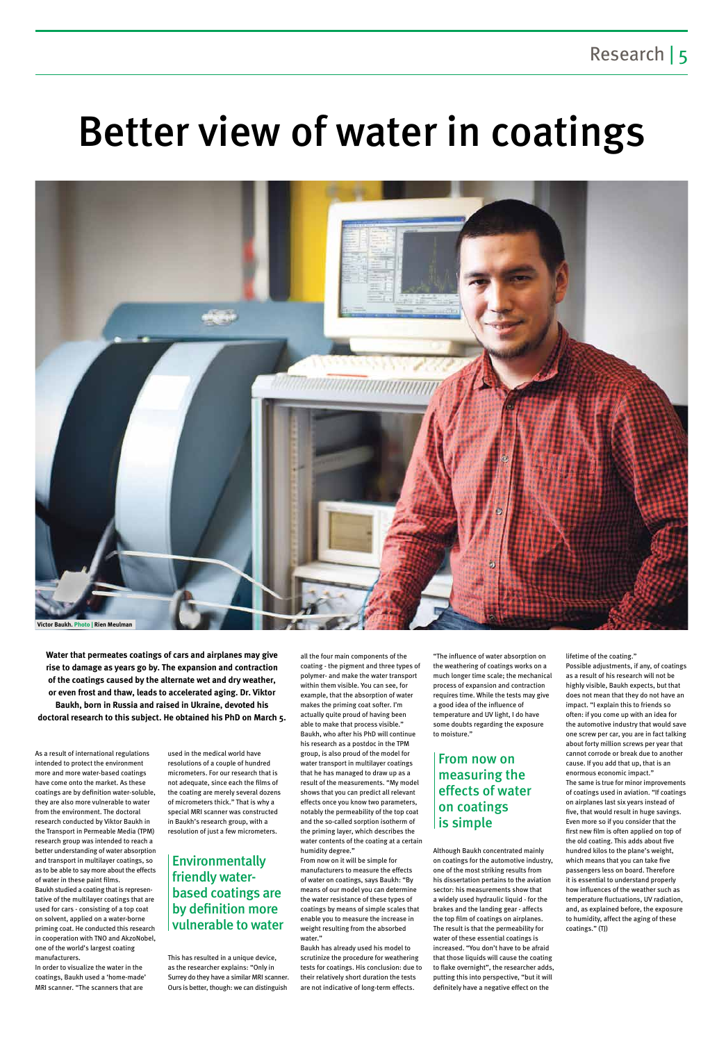# Better view of water in coatings

Victor Baukh. Photo | Rien Meulman

**Water that permeates coatings of cars and airplanes may give rise to damage as years go by. The expansion and contraction of the coatings caused by the alternate wet and dry weather, or even frost and thaw, leads to accelerated aging. Dr. Viktor Baukh, born in Russia and raised in Ukraine, devoted his doctoral research to this subject. He obtained his PhD on March 5.**

As a result of international regulations intended to protect the environment more and more water-based coatings have come onto the market. As these coatings are by definition water-soluble, they are also more vulnerable to water from the environment. The doctoral research conducted by Viktor Baukh in the Transport in Permeable Media (TPM) research group was intended to reach a better understanding of water absorption and transport in multilayer coatings, so as to be able to say more about the effects of water in these paint films.

Baukh studied a coating that is representative of the multilayer coatings that are used for cars - consisting of a top coat on solvent, applied on a water-borne priming coat. He conducted this research in cooperation with TNO and AkzoNobel, one of the world's largest coating manufacturers.

In order to visualize the water in the coatings, Baukh used a 'home-made' MRI scanner. "The scanners that are used in the medical world have resolutions of a couple of hundred micrometers. For our research that is not adequate, since each the films of the coating are merely several dozens of micrometers thick." That is why a special MRI scanner was constructed in Baukh's research group, with a resolution of just a few micrometers.

## Environmentally friendly water-based coatings are by definition more vulnerable to water

This has resulted in a unique device, as the researcher explains: "Only in Surrey do they have a similar MRI scanner. Ours is better, though: we can distinguish all the four main components of the coating - the pigment and three types of polymer- and make the water transport within them visible. You can see, for example, that the absorption of water makes the priming coat softer. I'm actually quite proud of having been able to make that process visible."

Baukh, who after his PhD will continue his research as a postdoc in the TPM group, is also proud of the model for water transport in multilayer coatings that he has managed to draw up as a result of the measurements. "My model shows that you can predict all relevant effects once you know two parameters, notably the permeability of the top coat and the so-called sorption isotherm of the priming layer, which describes the water contents of the coating at a certain humidity degree."

From now on it will be simple for manufacturers to measure the effects of water on coatings, says Baukh: "By means of our model you can determine the water resistance of these types of coatings by means of simple scales that enable you to measure the increase in weight resulting from the absorbed water."

Baukh has already used his model to scrutinize the procedure for weathering tests for coatings. His conclusion: due to their relatively short duration the tests are not indicative of long-term effects. "The influence of water absorption on the weathering of coatings works on a much longer time scale; the mechanical process of expansion and contraction requires time. While the tests may give a good idea of the influence of temperature and UV light, I do have some doubts regarding the exposure to moisture."

## From now on measuring the effects of water on coatings is simple

Although Baukh concentrated mainly on coatings for the automotive industry, one of the most striking results from his dissertation pertains to the aviation sector: his measurements show that a widely used hydraulic liquid - for the brakes and the landing gear - affects the top film of coatings on airplanes. The result is that the permeability for water of these essential coatings is increased. "You don't have to be afraid that those liquids will cause the coating to flake overnight", the researcher adds, putting this into perspective, "but it will definitely have a negative effect on the lifetime of the coating."

Possible adjustments, if any, of coatings as a result of his research will not be highly visible, Baukh expects, but that does not mean that they do not have an impact. "I explain this to friends so often: if you come up with an idea for the automotive industry that would save one screw per car, you are in fact talking about forty million screws per year that cannot corrode or break due to another cause. If you add that up, that is an enormous economic impact."

The same is true for minor improvements of coatings used in aviation. "If coatings on airplanes last six years instead of five, that would result in huge savings. Even more so if you consider that the first new film is often applied on top of the old coating. This adds about five hundred kilos to the plane's weight, which means that you can take five passengers less on board. Therefore it is essential to understand properly how influences of the weather such as temperature fluctuations, UV radiation, and, as explained before, the exposure to humidity, affect the aging of these coatings." (TJ)